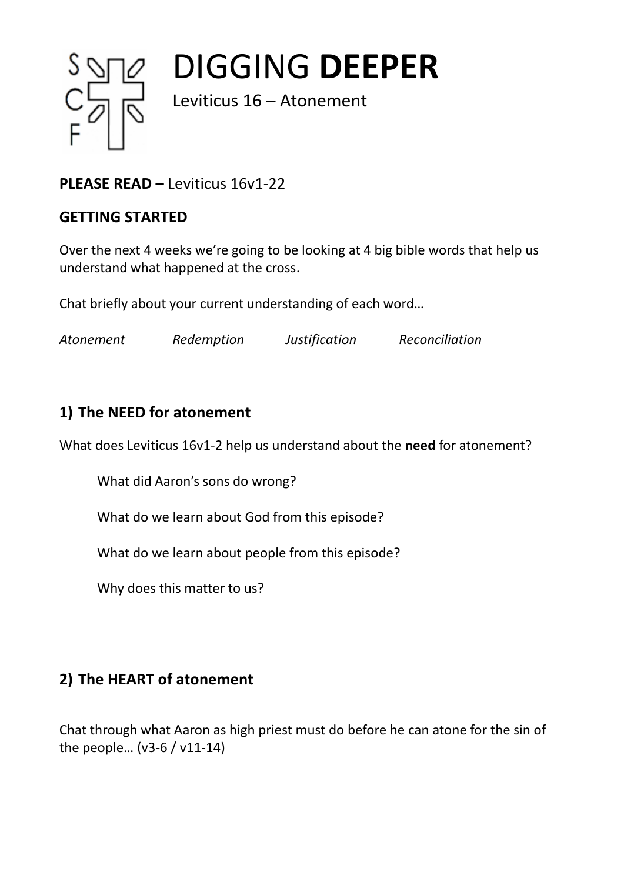# DIGGING **DEEPER**

Leviticus 16 – Atonement

**PLEASE READ –** Leviticus 16v1-22

## GETTING STARTED

Over the next 4 weeks we're going to be looking at 4 big bible words that help us understand what happened at the cross.

Chat briefly about your current understanding of each word…

*Atonement* *Redemption* *Justification* *Reconciliation*

## 1) The NEED for atonement

What does Leviticus 16v1-2 help us understand about the **need** for atonement?

- What did Aaron's sons do wrong?
- What do we learn about God from this episode?
- What do we learn about people from this episode?
- Why does this matter to us?

## 2) The HEART of atonement

Chat through what Aaron as high priest must do before he can atone for the sin of the people… (v3-6 / v11-14)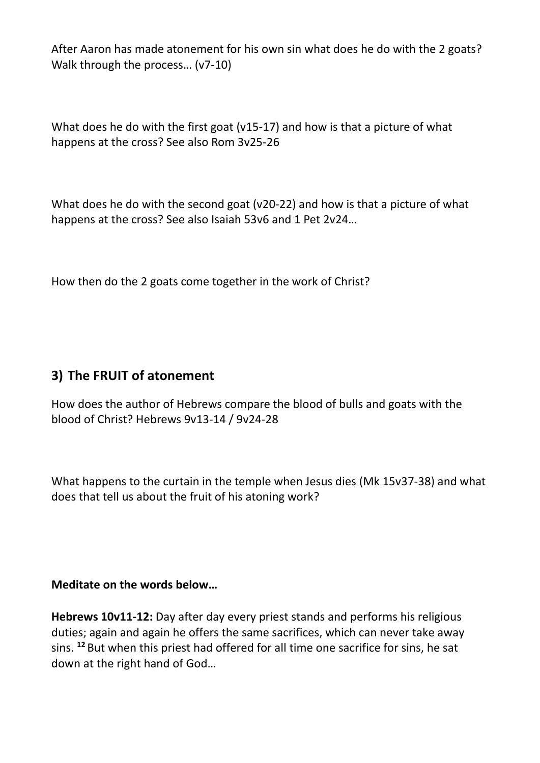After Aaron has made atonement for his own sin what does he do with the 2 goats? Walk through the process… (v7-10)

What does he do with the first goat (v15-17) and how is that a picture of what happens at the cross? See also Rom 3v25-26

What does he do with the second goat (v20-22) and how is that a picture of what happens at the cross? See also Isaiah 53v6 and 1 Pet 2v24…

How then do the 2 goats come together in the work of Christ?

## 3) The FRUIT of atonement

How does the author of Hebrews compare the blood of bulls and goats with the blood of Christ? Hebrews 9v13-14 / 9v24-28

What happens to the curtain in the temple when Jesus dies (Mk 15v37-38) and what does that tell us about the fruit of his atoning work?

**Meditate on the words below…**

**Hebrews 10v11-12:** Day after day every priest stands and performs his religious duties; again and again he offers the same sacrifices, which can never take away sins. **12** But when this priest had offered for all time one sacrifice for sins, he sat down at the right hand of God…